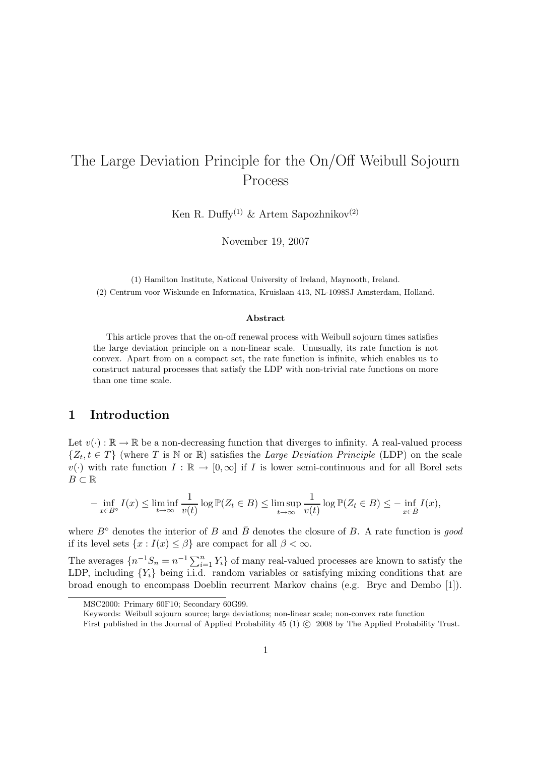# The Large Deviation Principle for the On/Off Weibull Sojourn Process

Ken R. Duffy[(1)] & Artem Sapozhnikov[(2)]

November 19, 2007

(1) Hamilton Institute, National University of Ireland, Maynooth, Ireland.

(2) Centrum voor Wiskunde en Informatica, Kruislaan 413, NL-1098SJ Amsterdam, Holland.

**Abstract**

This article proves that the on-off renewal process with Weibull sojourn times satisfies the large deviation principle on a non-linear scale. Unusually, its rate function is not convex. Apart from on a compact set, the rate function is infinite, which enables us to construct natural processes that satisfy the LDP with non-trivial rate functions on more than one time scale.

## 1 Introduction

Let $v(\cdot) : \mathbb{R} \to \mathbb{R}$ be a non-decreasing function that diverges to infinity. A real-valued process $\{Z_t, t \in T\}$ (where $T$ is $\mathbb{N}$ or $\mathbb{R}$) satisfies the *Large Deviation Principle* (LDP) on the scale $v(\cdot)$ with rate function $I : \mathbb{R} \to [0, \infty]$ if $I$ is lower semi-continuous and for all Borel sets $B \subset \mathbb{R}$

$$- \inf_{x \in B^\circ} I(x) \leq \liminf_{t \to \infty} \frac{1}{v(t)} \log \mathbb{P}(Z_t \in B) \leq \limsup_{t \to \infty} \frac{1}{v(t)} \log \mathbb{P}(Z_t \in B) \leq - \inf_{x \in \bar{B}} I(x),$$

where $B^\circ$ denotes the interior of $B$ and $\bar{B}$ denotes the closure of $B$. A rate function is *good* if its level sets $\{x : I(x) \leq \beta\}$ are compact for all $\beta < \infty$.

The averages $\{n^{-1} S_n = n^{-1} \sum_{i=1}^{n} Y_i\}$ of many real-valued processes are known to satisfy the LDP, including $\{Y_i\}$ being i.i.d. random variables or satisfying mixing conditions that are broad enough to encompass Doeblin recurrent Markov chains (e.g. Bryc and Dembo [1]).

MSC2000: Primary 60F10; Secondary 60G99.

Keywords: Weibull sojourn source; large deviations; non-linear scale; non-convex rate function

First published in the Journal of Applied Probability 45 (1) © 2008 by The Applied Probability Trust.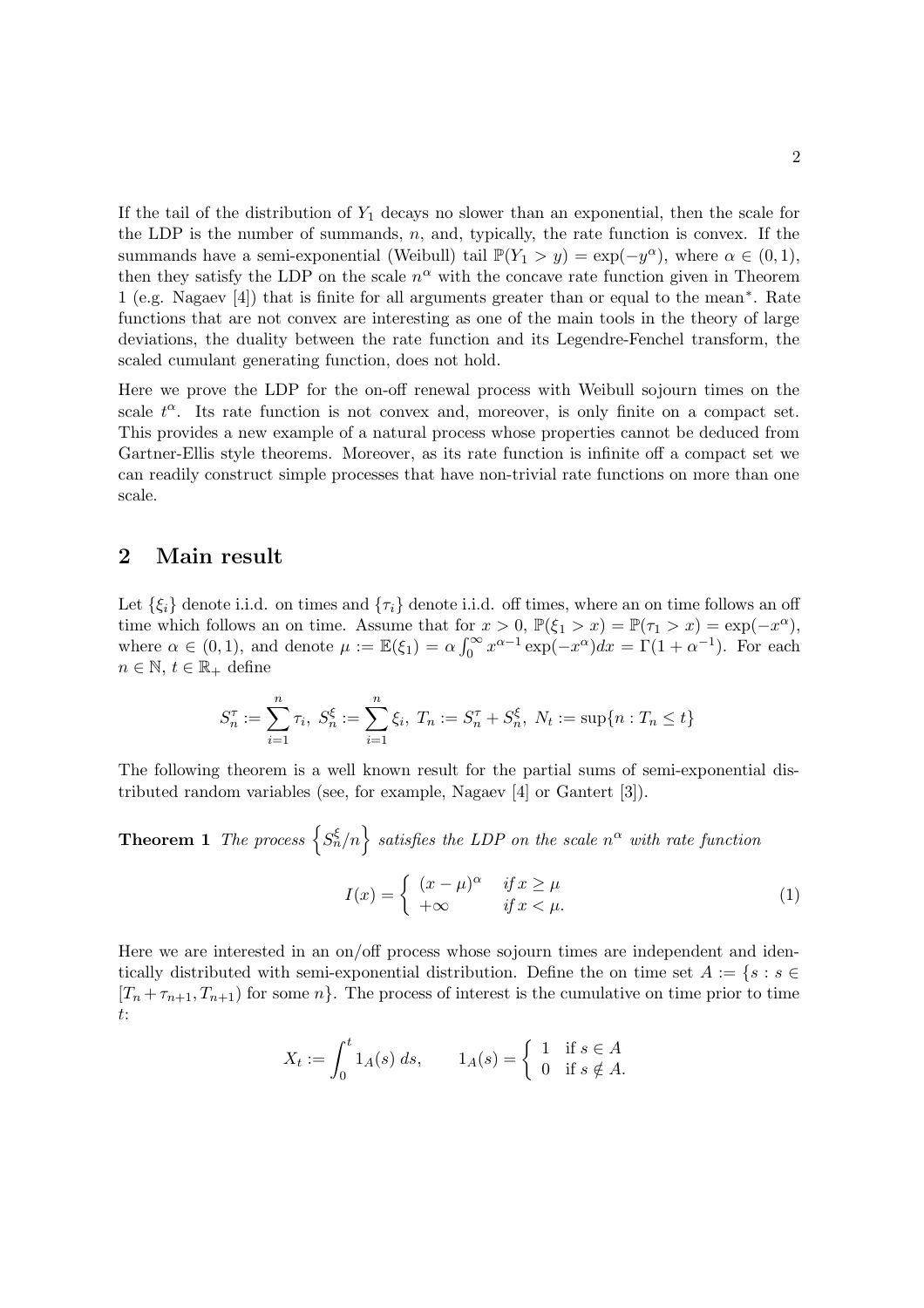If the tail of the distribution of $Y_1$ decays no slower than an exponential, then the scale for the LDP is the number of summands, $n$, and, typically, the rate function is convex. If the summands have a semi-exponential (Weibull) tail $\mathbb{P}(Y_1 > y) = \exp(-y^\alpha)$, where $\alpha \in (0, 1)$, then they satisfy the LDP on the scale $n^\alpha$ with the concave rate function given in Theorem 1 (e.g. Nagaev [4]) that is finite for all arguments greater than or equal to the mean*. Rate functions that are not convex are interesting as one of the main tools in the theory of large deviations, the duality between the rate function and its Legendre-Fenchel transform, the scaled cumulant generating function, does not hold.

Here we prove the LDP for the on-off renewal process with Weibull sojourn times on the scale $t^\alpha$. Its rate function is not convex and, moreover, is only finite on a compact set. This provides a new example of a natural process whose properties cannot be deduced from Gartner-Ellis style theorems. Moreover, as its rate function is infinite off a compact set we can readily construct simple processes that have non-trivial rate functions on more than one scale.

## 2 Main result

Let $\{\xi_i\}$ denote i.i.d. on times and $\{\tau_i\}$ denote i.i.d. off times, where an on time follows an off time which follows an on time. Assume that for $x > 0$, $\mathbb{P}(\xi_1 > x) = \mathbb{P}(\tau_1 > x) = \exp(-x^\alpha)$, where $\alpha \in (0, 1)$, and denote $\mu := \mathbb{E}(\xi_1) = \alpha \int_0^\infty x^{\alpha-1} \exp(-x^\alpha) dx = \Gamma(1 + \alpha^{-1})$. For each $n \in \mathbb{N}$, $t \in \mathbb{R}_+$ define

$$S_n^\tau := \sum_{i=1}^n \tau_i, \; S_n^\xi := \sum_{i=1}^n \xi_i, \; T_n := S_n^\tau + S_n^\xi, \; N_t := \sup\{n : T_n \leq t\}$$

The following theorem is a well known result for the partial sums of semi-exponential distributed random variables (see, for example, Nagaev [4] or Gantert [3]).

**Theorem 1** *The process $\left\{S_n^\xi / n\right\}$ satisfies the LDP on the scale $n^\alpha$ with rate function*

$$I(x) = \begin{cases} (x - \mu)^\alpha & \text{if } x \geq \mu \\ +\infty & \text{if } x < \mu. \end{cases} \tag{1}$$

Here we are interested in an on/off process whose sojourn times are independent and identically distributed with semi-exponential distribution. Define the on time set $A := \{s : s \in [T_n + \tau_{n+1}, T_{n+1})$ for some $n\}$. The process of interest is the cumulative on time prior to time $t$:

$$X_t := \int_0^t 1_A(s) \, ds, \qquad 1_A(s) = \begin{cases} 1 & \text{if } s \in A \\ 0 & \text{if } s \notin A. \end{cases}$$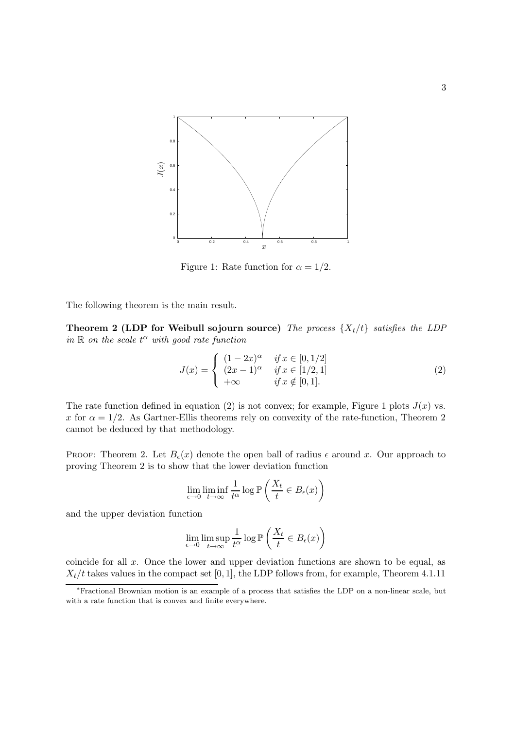Figure 1: Rate function for $\alpha = 1/2$.

The following theorem is the main result.

**Theorem 2 (LDP for Weibull sojourn source)** *The process $\{X_t/t\}$ satisfies the LDP in $\mathbb{R}$ on the scale $t^\alpha$ with good rate function*

$$J(x) = \begin{cases} (1-2x)^\alpha & \text{if } x \in [0, 1/2] \\ (2x-1)^\alpha & \text{if } x \in [1/2, 1] \\ +\infty & \text{if } x \notin [0, 1]. \end{cases} \tag{2}$$

The rate function defined in equation (2) is not convex; for example, Figure 1 plots $J(x)$ vs. $x$ for $\alpha = 1/2$. As Gartner-Ellis theorems rely on convexity of the rate-function, Theorem 2 cannot be deduced by that methodology.

Proof: Theorem 2. Let $B_\epsilon(x)$ denote the open ball of radius $\epsilon$ around $x$. Our approach to proving Theorem 2 is to show that the lower deviation function

$$\lim_{\epsilon \to 0} \liminf_{t \to \infty} \frac{1}{t^\alpha} \log \mathbb{P}\left(\frac{X_t}{t} \in B_\epsilon(x)\right)$$

and the upper deviation function

$$\lim_{\epsilon \to 0} \limsup_{t \to \infty} \frac{1}{t^\alpha} \log \mathbb{P}\left(\frac{X_t}{t} \in B_\epsilon(x)\right)$$

coincide for all $x$. Once the lower and upper deviation functions are shown to be equal, as $X_t/t$ takes values in the compact set $[0, 1]$, the LDP follows from, for example, Theorem 4.1.11

*Fractional Brownian motion is an example of a process that satisfies the LDP on a non-linear scale, but with a rate function that is convex and finite everywhere.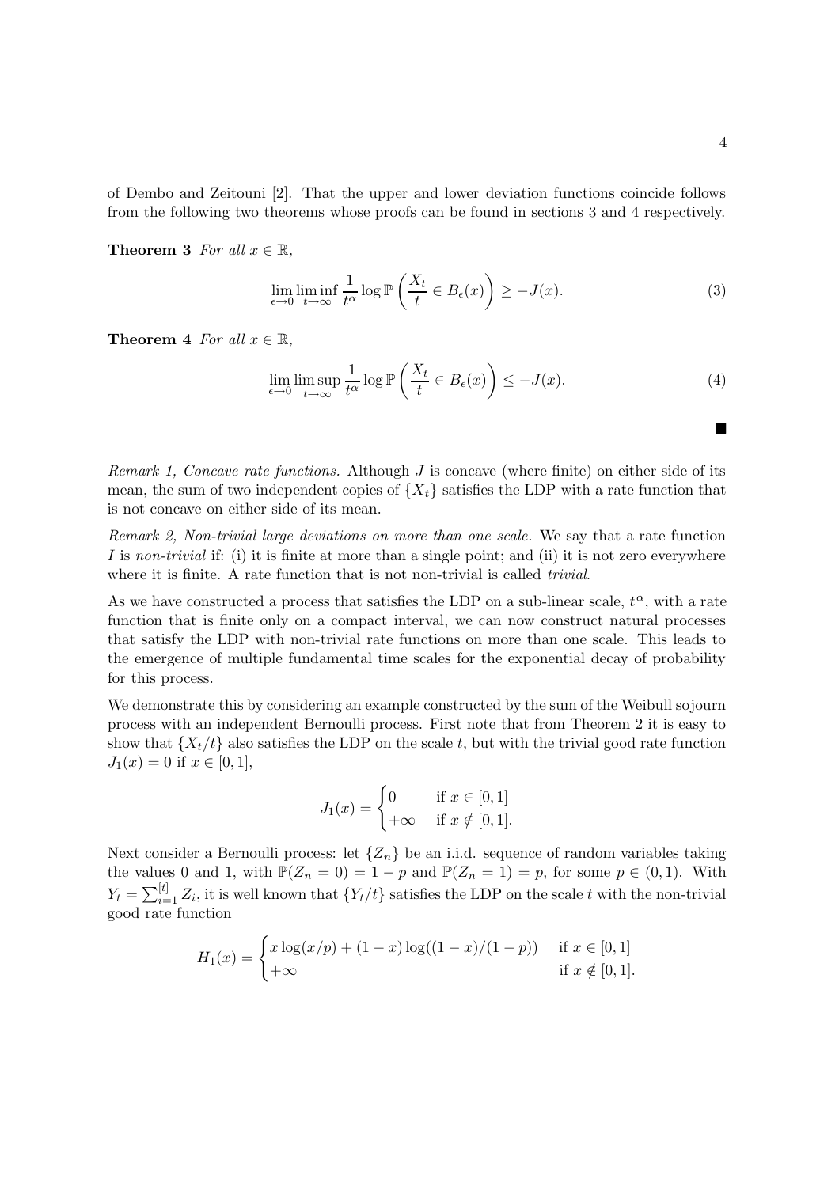of Dembo and Zeitouni [2]. That the upper and lower deviation functions coincide follows from the following two theorems whose proofs can be found in sections 3 and 4 respectively.

**Theorem 3** *For all $x \in \mathbb{R}$,*

$$\lim_{\epsilon \to 0} \liminf_{t \to \infty} \frac{1}{t^\alpha} \log \mathbb{P}\left(\frac{X_t}{t} \in B_\epsilon(x)\right) \geq -J(x). \tag{3}$$

**Theorem 4** *For all $x \in \mathbb{R}$,*

$$\lim_{\epsilon \to 0} \limsup_{t \to \infty} \frac{1}{t^\alpha} \log \mathbb{P}\left(\frac{X_t}{t} \in B_\epsilon(x)\right) \leq -J(x). \tag{4}$$

■

*Remark 1, Concave rate functions.* Although $J$ is concave (where finite) on either side of its mean, the sum of two independent copies of $\{X_t\}$ satisfies the LDP with a rate function that is not concave on either side of its mean.

*Remark 2, Non-trivial large deviations on more than one scale.* We say that a rate function $I$ is *non-trivial* if: (i) it is finite at more than a single point; and (ii) it is not zero everywhere where it is finite. A rate function that is not non-trivial is called *trivial*.

As we have constructed a process that satisfies the LDP on a sub-linear scale, $t^\alpha$, with a rate function that is finite only on a compact interval, we can now construct natural processes that satisfy the LDP with non-trivial rate functions on more than one scale. This leads to the emergence of multiple fundamental time scales for the exponential decay of probability for this process.

We demonstrate this by considering an example constructed by the sum of the Weibull sojourn process with an independent Bernoulli process. First note that from Theorem 2 it is easy to show that $\{X_t/t\}$ also satisfies the LDP on the scale $t$, but with the trivial good rate function $J_1(x) = 0$ if $x \in [0, 1]$,

$$J_1(x) = \begin{cases} 0 & \text{if } x \in [0,1] \\ +\infty & \text{if } x \notin [0,1]. \end{cases}$$

Next consider a Bernoulli process: let $\{Z_n\}$ be an i.i.d. sequence of random variables taking the values 0 and 1, with $\mathbb{P}(Z_n = 0) = 1 - p$ and $\mathbb{P}(Z_n = 1) = p$, for some $p \in (0, 1)$. With $Y_t = \sum_{i=1}^{[t]} Z_i$, it is well known that $\{Y_t/t\}$ satisfies the LDP on the scale $t$ with the non-trivial good rate function

$$H_1(x) = \begin{cases} x \log(x/p) + (1-x)\log((1-x)/(1-p)) & \text{if } x \in [0,1] \\ +\infty & \text{if } x \notin [0,1]. \end{cases}$$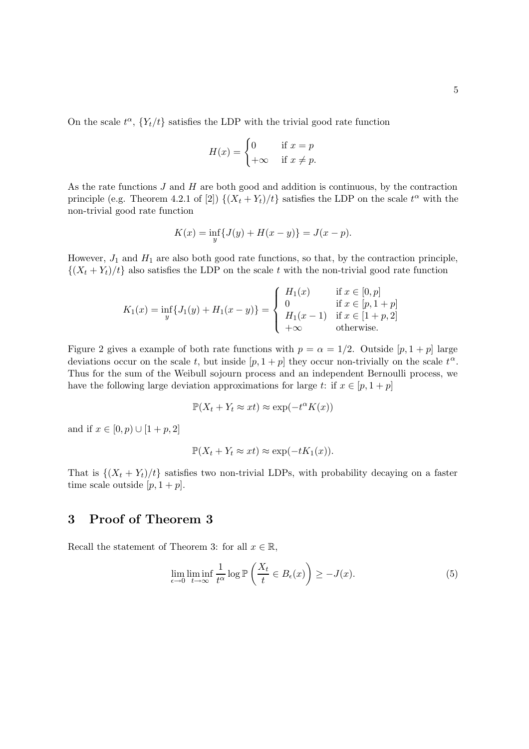On the scale $t^\alpha$, $\{Y_t/t\}$ satisfies the LDP with the trivial good rate function

$$H(x) = \begin{cases} 0 & \text{if } x = p \\ +\infty & \text{if } x \neq p. \end{cases}$$

As the rate functions $J$ and $H$ are both good and addition is continuous, by the contraction principle (e.g. Theorem 4.2.1 of [2]) $\{(X_t + Y_t)/t\}$ satisfies the LDP on the scale $t^\alpha$ with the non-trivial good rate function

$$K(x) = \inf_y \{J(y) + H(x - y)\} = J(x - p).$$

However, $J_1$ and $H_1$ are also both good rate functions, so that, by the contraction principle, $\{(X_t + Y_t)/t\}$ also satisfies the LDP on the scale $t$ with the non-trivial good rate function

$$K_1(x) = \inf_y \{J_1(y) + H_1(x - y)\} = \begin{cases} H_1(x) & \text{if } x \in [0, p] \\ 0 & \text{if } x \in [p, 1 + p] \\ H_1(x - 1) & \text{if } x \in [1 + p, 2] \\ +\infty & \text{otherwise.} \end{cases}$$

Figure 2 gives a example of both rate functions with $p = \alpha = 1/2$. Outside $[p, 1 + p]$ large deviations occur on the scale $t$, but inside $[p, 1 + p]$ they occur non-trivially on the scale $t^\alpha$. Thus for the sum of the Weibull sojourn process and an independent Bernoulli process, we have the following large deviation approximations for large $t$: if $x \in [p, 1 + p]$

$$\mathbb{P}(X_t + Y_t \approx xt) \approx \exp(-t^\alpha K(x))$$

and if $x \in [0, p) \cup [1 + p, 2]$

$$\mathbb{P}(X_t + Y_t \approx xt) \approx \exp(-tK_1(x)).$$

That is $\{(X_t + Y_t)/t\}$ satisfies two non-trivial LDPs, with probability decaying on a faster time scale outside $[p, 1 + p]$.

## 3 Proof of Theorem 3

Recall the statement of Theorem 3: for all $x \in \mathbb{R}$,

$$\lim_{\epsilon \to 0} \liminf_{t \to \infty} \frac{1}{t^\alpha} \log \mathbb{P}\left(\frac{X_t}{t} \in B_\epsilon(x)\right) \geq -J(x). \tag{5}$$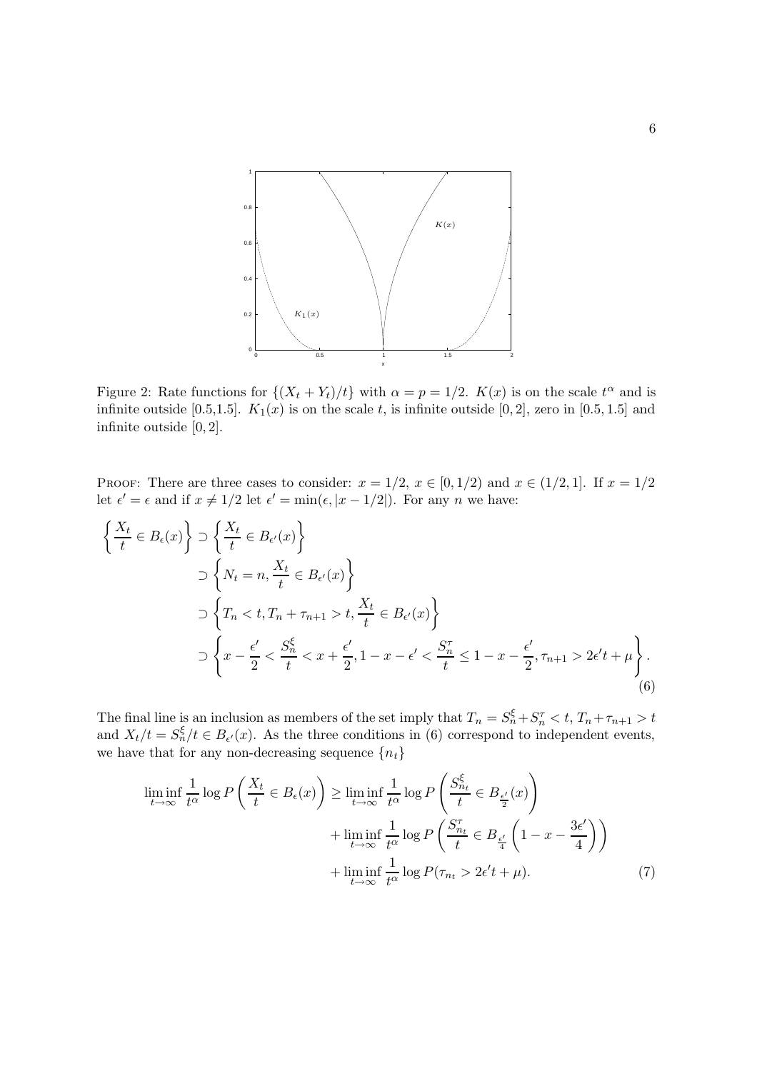Figure 2: Rate functions for $\{(X_t + Y_t)/t\}$ with $\alpha = p = 1/2$. $K(x)$ is on the scale $t^\alpha$ and is infinite outside [0.5,1.5]. $K_1(x)$ is on the scale $t$, is infinite outside $[0, 2]$, zero in $[0.5, 1.5]$ and infinite outside $[0, 2]$.

PROOF: There are three cases to consider: $x = 1/2$, $x \in [0, 1/2)$ and $x \in (1/2, 1]$. If $x = 1/2$ let $\epsilon' = \epsilon$ and if $x \neq 1/2$ let $\epsilon' = \min(\epsilon, |x - 1/2|)$. For any $n$ we have:

$$
\begin{aligned}
\left\{ \frac{X_t}{t} \in B_\epsilon(x) \right\} &\supset \left\{ \frac{X_t}{t} \in B_{\epsilon'}(x) \right\} \\
&\supset \left\{ N_t = n, \frac{X_t}{t} \in B_{\epsilon'}(x) \right\} \\
&\supset \left\{ T_n < t, T_n + \tau_{n+1} > t, \frac{X_t}{t} \in B_{\epsilon'}(x) \right\} \\
&\supset \left\{ x - \frac{\epsilon'}{2} < \frac{S_n^\xi}{t} < x + \frac{\epsilon'}{2}, 1 - x - \epsilon' < \frac{S_n^\tau}{t} \leq 1 - x - \frac{\epsilon'}{2}, \tau_{n+1} > 2\epsilon' t + \mu \right\}.
\end{aligned}
\tag{6}
$$

The final line is an inclusion as members of the set imply that $T_n = S_n^\xi + S_n^\tau < t$, $T_n + \tau_{n+1} > t$ and $X_t/t = S_n^\xi/t \in B_{\epsilon'}(x)$. As the three conditions in (6) correspond to independent events, we have that for any non-decreasing sequence $\{n_t\}$

$$
\begin{aligned}
\liminf_{t \to \infty} \frac{1}{t^\alpha} \log P\left( \frac{X_t}{t} \in B_\epsilon(x) \right) \geq &\liminf_{t \to \infty} \frac{1}{t^\alpha} \log P\left( \frac{S_{n_t}^\xi}{t} \in B_{\frac{\epsilon'}{2}}(x) \right) \\
&+ \liminf_{t \to \infty} \frac{1}{t^\alpha} \log P\left( \frac{S_{n_t}^\tau}{t} \in B_{\frac{\epsilon'}{4}}\left( 1 - x - \frac{3\epsilon'}{4} \right) \right) \\
&+ \liminf_{t \to \infty} \frac{1}{t^\alpha} \log P(\tau_{n_t} > 2\epsilon' t + \mu).
\end{aligned}
\tag{7}
$$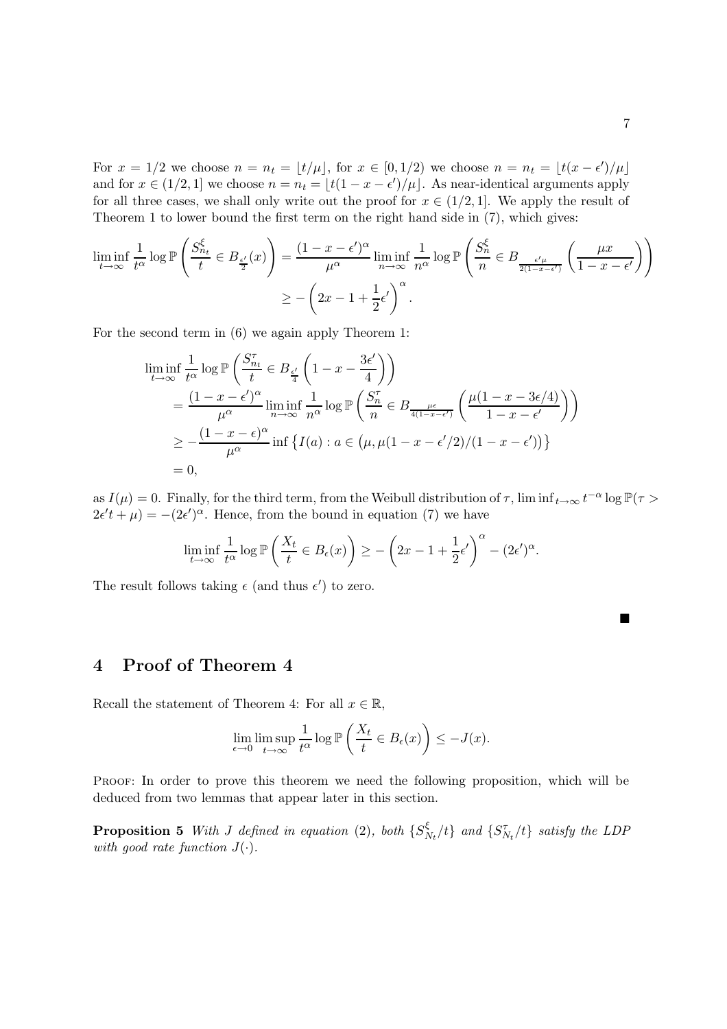For $x = 1/2$ we choose $n = n_t = \lfloor t/\mu \rfloor$, for $x \in [0, 1/2)$ we choose $n = n_t = \lfloor t(x - \epsilon')/\mu \rfloor$ and for $x \in (1/2, 1]$ we choose $n = n_t = \lfloor t(1 - x - \epsilon')/\mu \rfloor$. As near-identical arguments apply for all three cases, we shall only write out the proof for $x \in (1/2, 1]$. We apply the result of Theorem 1 to lower bound the first term on the right hand side in (7), which gives:

$$
\begin{aligned}
\liminf_{t\to\infty} \frac{1}{t^\alpha} \log \mathbb{P}\left(\frac{S^\xi_{n_t}}{t} \in B_{\frac{\epsilon'}{2}}(x)\right) &= \frac{(1-x-\epsilon')^\alpha}{\mu^\alpha} \liminf_{n\to\infty} \frac{1}{n^\alpha} \log \mathbb{P}\left(\frac{S^\xi_n}{n} \in B_{\frac{\epsilon'\mu}{2(1-x-\epsilon')}}\left(\frac{\mu x}{1-x-\epsilon'}\right)\right) \\
&\geq -\left(2x - 1 + \frac{1}{2}\epsilon'\right)^\alpha.
\end{aligned}
$$

For the second term in (6) we again apply Theorem 1:

$$
\begin{aligned}
&\liminf_{t\to\infty} \frac{1}{t^\alpha} \log \mathbb{P}\left(\frac{S^\tau_{n_t}}{t} \in B_{\frac{\epsilon'}{4}}\left(1 - x - \frac{3\epsilon'}{4}\right)\right) \\
&= \frac{(1-x-\epsilon')^\alpha}{\mu^\alpha} \liminf_{n\to\infty} \frac{1}{n^\alpha} \log \mathbb{P}\left(\frac{S^\tau_n}{n} \in B_{\frac{\mu\epsilon}{4(1-x-\epsilon')}}\left(\frac{\mu(1-x-3\epsilon/4)}{1-x-\epsilon'}\right)\right) \\
&\geq -\frac{(1-x-\epsilon)^\alpha}{\mu^\alpha} \inf\left\{I(a) : a \in \left(\mu, \mu(1-x-\epsilon'/2)/(1-x-\epsilon')\right)\right\} \\
&= 0,
\end{aligned}
$$

as $I(\mu) = 0$. Finally, for the third term, from the Weibull distribution of $\tau$, $\liminf_{t\to\infty} t^{-\alpha} \log \mathbb{P}(\tau > 2\epsilon' t + \mu) = -(2\epsilon')^\alpha$. Hence, from the bound in equation (7) we have

$$
\liminf_{t\to\infty} \frac{1}{t^\alpha} \log \mathbb{P}\left(\frac{X_t}{t} \in B_\epsilon(x)\right) \geq -\left(2x - 1 + \frac{1}{2}\epsilon'\right)^\alpha - (2\epsilon')^\alpha.
$$

The result follows taking $\epsilon$ (and thus $\epsilon'$) to zero.

■

## 4 Proof of Theorem 4

Recall the statement of Theorem 4: For all $x \in \mathbb{R}$,

$$
\lim_{\epsilon\to 0} \limsup_{t\to\infty} \frac{1}{t^\alpha} \log \mathbb{P}\left(\frac{X_t}{t} \in B_\epsilon(x)\right) \leq -J(x).
$$

Proof: In order to prove this theorem we need the following proposition, which will be deduced from two lemmas that appear later in this section.

**Proposition 5** *With $J$ defined in equation (2), both $\{S^\xi_{N_t}/t\}$ and $\{S^\tau_{N_t}/t\}$ satisfy the LDP with good rate function $J(\cdot)$.*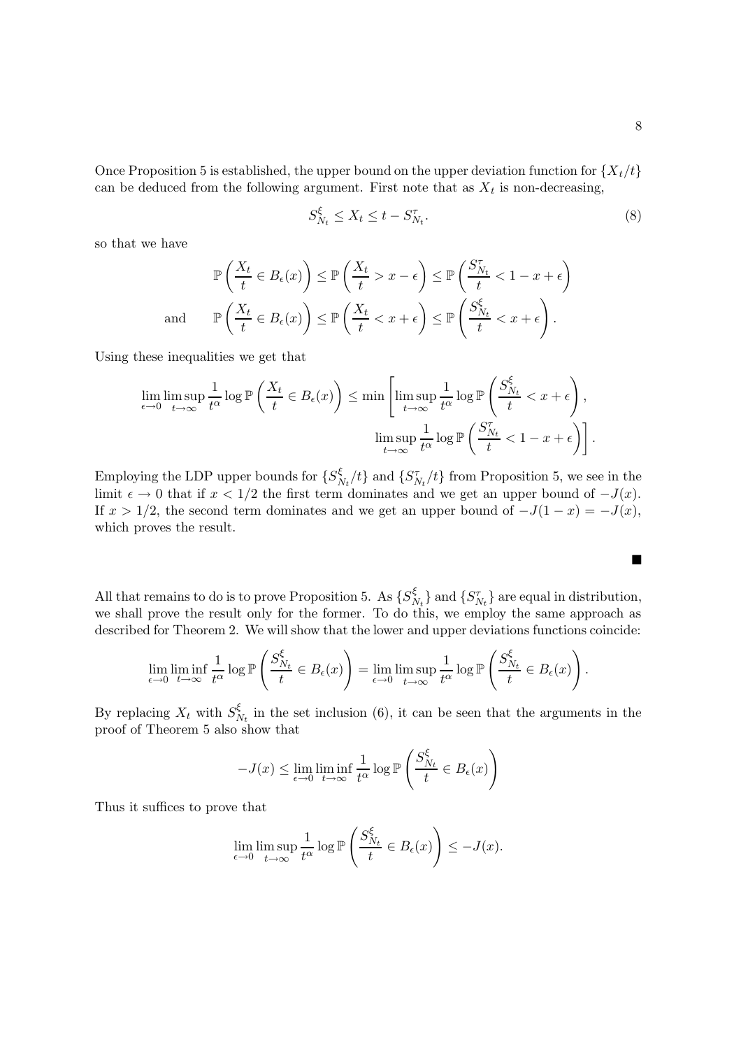Once Proposition 5 is established, the upper bound on the upper deviation function for $\{X_t/t\}$ can be deduced from the following argument. First note that as $X_t$ is non-decreasing,

$$S^{\xi}_{N_t} \leq X_t \leq t - S^{\tau}_{N_t}. \tag{8}$$

so that we have

$$\begin{aligned} \mathbb{P}\left(\frac{X_t}{t} \in B_\epsilon(x)\right) &\leq \mathbb{P}\left(\frac{X_t}{t} > x - \epsilon\right) \leq \mathbb{P}\left(\frac{S^{\tau}_{N_t}}{t} < 1 - x + \epsilon\right) \\ \text{and} \qquad \mathbb{P}\left(\frac{X_t}{t} \in B_\epsilon(x)\right) &\leq \mathbb{P}\left(\frac{X_t}{t} < x + \epsilon\right) \leq \mathbb{P}\left(\frac{S^{\xi}_{N_t}}{t} < x + \epsilon\right). \end{aligned}$$

Using these inequalities we get that

$$\lim_{\epsilon \to 0} \limsup_{t\to\infty} \frac{1}{t^\alpha} \log \mathbb{P}\left(\frac{X_t}{t} \in B_\epsilon(x)\right) \leq \min\left[\limsup_{t\to\infty} \frac{1}{t^\alpha} \log \mathbb{P}\left(\frac{S^{\xi}_{N_t}}{t} < x + \epsilon\right), \limsup_{t\to\infty} \frac{1}{t^\alpha} \log \mathbb{P}\left(\frac{S^{\tau}_{N_t}}{t} < 1 - x + \epsilon\right)\right].$$

Employing the LDP upper bounds for $\{S^{\xi}_{N_t}/t\}$ and $\{S^{\tau}_{N_t}/t\}$ from Proposition 5, we see in the limit $\epsilon \to 0$ that if $x < 1/2$ the first term dominates and we get an upper bound of $-J(x)$. If $x > 1/2$, the second term dominates and we get an upper bound of $-J(1-x) = -J(x)$, which proves the result.

■

All that remains to do is to prove Proposition 5. As $\{S^{\xi}_{N_t}\}$ and $\{S^{\tau}_{N_t}\}$ are equal in distribution, we shall prove the result only for the former. To do this, we employ the same approach as described for Theorem 2. We will show that the lower and upper deviations functions coincide:

$$\lim_{\epsilon \to 0} \liminf_{t\to\infty} \frac{1}{t^\alpha} \log \mathbb{P}\left(\frac{S^{\xi}_{N_t}}{t} \in B_\epsilon(x)\right) = \lim_{\epsilon \to 0} \limsup_{t\to\infty} \frac{1}{t^\alpha} \log \mathbb{P}\left(\frac{S^{\xi}_{N_t}}{t} \in B_\epsilon(x)\right).$$

By replacing $X_t$ with $S^{\xi}_{N_t}$ in the set inclusion (6), it can be seen that the arguments in the proof of Theorem 5 also show that

$$-J(x) \leq \lim_{\epsilon \to 0} \liminf_{t\to\infty} \frac{1}{t^\alpha} \log \mathbb{P}\left(\frac{S^{\xi}_{N_t}}{t} \in B_\epsilon(x)\right)$$

Thus it suffices to prove that

$$\lim_{\epsilon \to 0} \limsup_{t\to\infty} \frac{1}{t^\alpha} \log \mathbb{P}\left(\frac{S^{\xi}_{N_t}}{t} \in B_\epsilon(x)\right) \leq -J(x).$$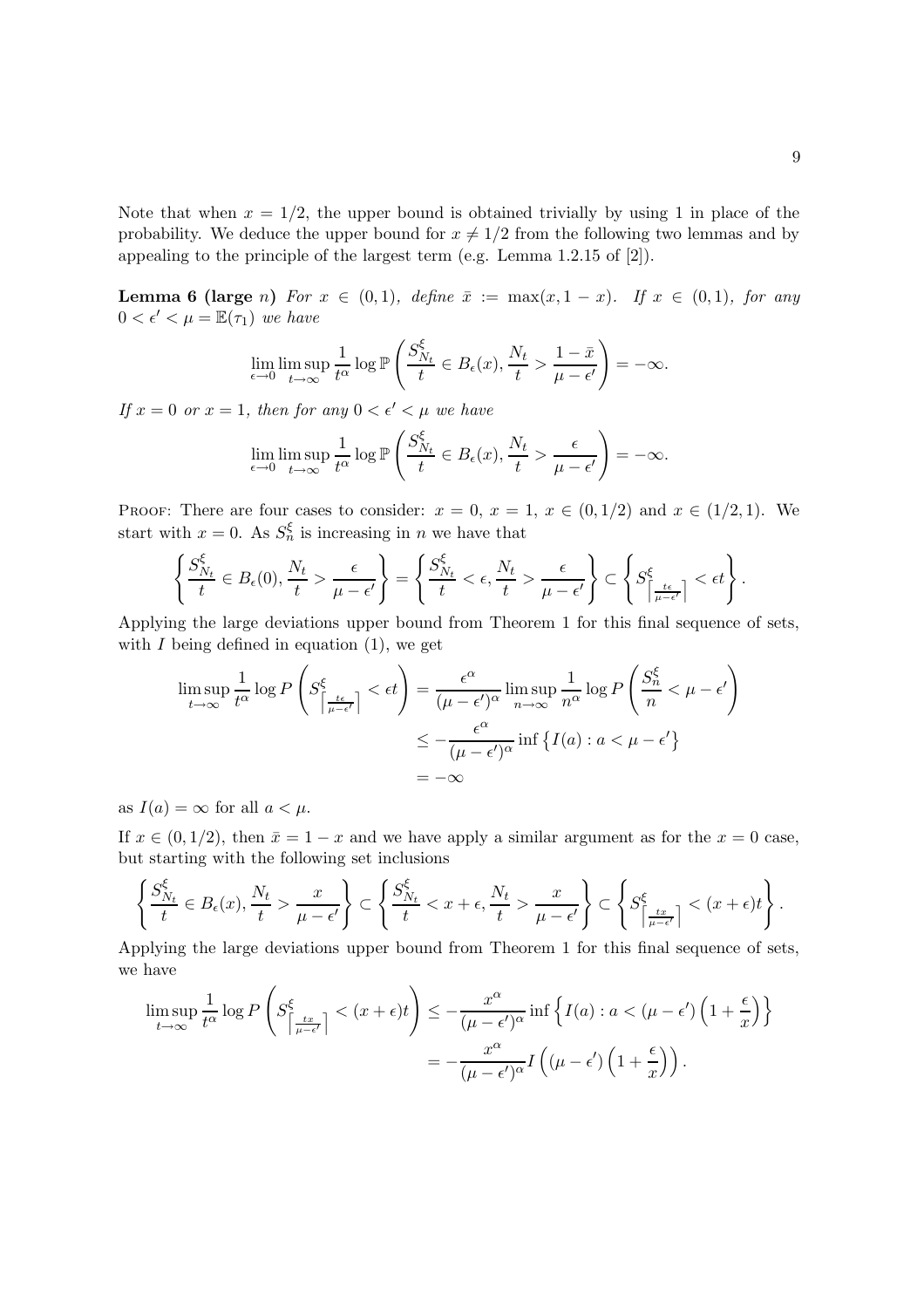Note that when $x = 1/2$, the upper bound is obtained trivially by using 1 in place of the probability. We deduce the upper bound for $x \neq 1/2$ from the following two lemmas and by appealing to the principle of the largest term (e.g. Lemma 1.2.15 of [2]).

**Lemma 6 (large $n$)** *For $x \in (0,1)$, define $\bar{x} := \max(x, 1-x)$. If $x \in (0,1)$, for any $0 < \epsilon' < \mu = \mathbb{E}(\tau_1)$ we have*

$$\lim_{\epsilon \to 0} \limsup_{t \to \infty} \frac{1}{t^\alpha} \log \mathbb{P}\left( \frac{S^\xi_{N_t}}{t} \in B_\epsilon(x), \frac{N_t}{t} > \frac{1-\bar{x}}{\mu - \epsilon'} \right) = -\infty.$$

*If $x = 0$ or $x = 1$, then for any $0 < \epsilon' < \mu$ we have*

$$\lim_{\epsilon \to 0} \limsup_{t \to \infty} \frac{1}{t^\alpha} \log \mathbb{P}\left( \frac{S^\xi_{N_t}}{t} \in B_\epsilon(x), \frac{N_t}{t} > \frac{\epsilon}{\mu - \epsilon'} \right) = -\infty.$$

Proof: There are four cases to consider: $x = 0$, $x = 1$, $x \in (0, 1/2)$ and $x \in (1/2, 1)$. We start with $x = 0$. As $S^\xi_n$ is increasing in $n$ we have that

$$\left\{ \frac{S^\xi_{N_t}}{t} \in B_\epsilon(0), \frac{N_t}{t} > \frac{\epsilon}{\mu - \epsilon'} \right\} = \left\{ \frac{S^\xi_{N_t}}{t} < \epsilon, \frac{N_t}{t} > \frac{\epsilon}{\mu - \epsilon'} \right\} \subset \left\{ S^\xi_{\left\lceil \frac{t\epsilon}{\mu - \epsilon'} \right\rceil} < \epsilon t \right\}.$$

Applying the large deviations upper bound from Theorem 1 for this final sequence of sets, with $I$ being defined in equation (1), we get

$$\begin{aligned}
\limsup_{t \to \infty} \frac{1}{t^\alpha} \log P\left( S^\xi_{\left\lceil \frac{t\epsilon}{\mu - \epsilon'} \right\rceil} < \epsilon t \right) &= \frac{\epsilon^\alpha}{(\mu - \epsilon')^\alpha} \limsup_{n \to \infty} \frac{1}{n^\alpha} \log P\left( \frac{S^\xi_n}{n} < \mu - \epsilon' \right) \\
&\leq -\frac{\epsilon^\alpha}{(\mu - \epsilon')^\alpha} \inf \left\{ I(a) : a < \mu - \epsilon' \right\} \\
&= -\infty
\end{aligned}$$

as $I(a) = \infty$ for all $a < \mu$.

If $x \in (0, 1/2)$, then $\bar{x} = 1 - x$ and we have apply a similar argument as for the $x = 0$ case, but starting with the following set inclusions

$$\left\{ \frac{S^\xi_{N_t}}{t} \in B_\epsilon(x), \frac{N_t}{t} > \frac{x}{\mu - \epsilon'} \right\} \subset \left\{ \frac{S^\xi_{N_t}}{t} < x + \epsilon, \frac{N_t}{t} > \frac{x}{\mu - \epsilon'} \right\} \subset \left\{ S^\xi_{\left\lceil \frac{tx}{\mu - \epsilon'} \right\rceil} < (x + \epsilon)t \right\}.$$

Applying the large deviations upper bound from Theorem 1 for this final sequence of sets, we have

$$\begin{aligned}
\limsup_{t \to \infty} \frac{1}{t^\alpha} \log P\left( S^\xi_{\left\lceil \frac{tx}{\mu - \epsilon'} \right\rceil} < (x + \epsilon)t \right) &\leq -\frac{x^\alpha}{(\mu - \epsilon')^\alpha} \inf \left\{ I(a) : a < (\mu - \epsilon')\left(1 + \frac{\epsilon}{x}\right) \right\} \\
&= -\frac{x^\alpha}{(\mu - \epsilon')^\alpha} I\left( (\mu - \epsilon')\left(1 + \frac{\epsilon}{x}\right) \right).
\end{aligned}$$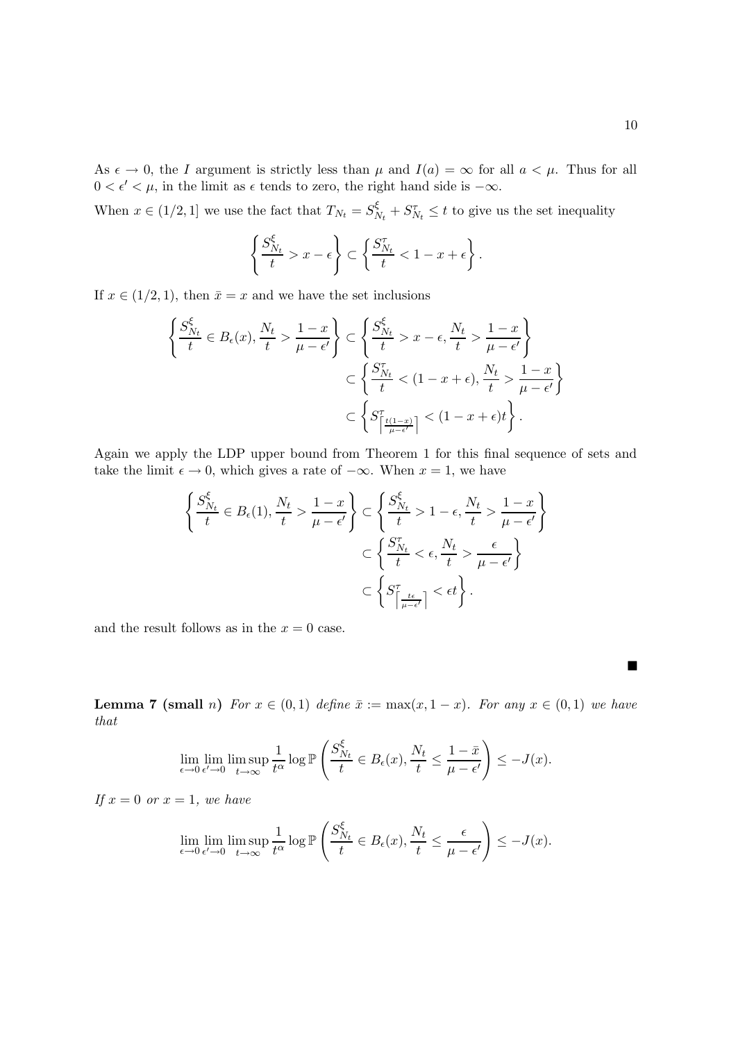As $\epsilon \to 0$, the $I$ argument is strictly less than $\mu$ and $I(a) = \infty$ for all $a < \mu$. Thus for all $0 < \epsilon' < \mu$, in the limit as $\epsilon$ tends to zero, the right hand side is $-\infty$.

When $x \in (1/2, 1]$ we use the fact that $T_{N_t} = S^{\xi}_{N_t} + S^{\tau}_{N_t} \leq t$ to give us the set inequality

$$\left\{ \frac{S^{\xi}_{N_t}}{t} > x - \epsilon \right\} \subset \left\{ \frac{S^{\tau}_{N_t}}{t} < 1 - x + \epsilon \right\}.$$

If $x \in (1/2, 1)$, then $\bar{x} = x$ and we have the set inclusions

$$\begin{aligned}
\left\{ \frac{S^{\xi}_{N_t}}{t} \in B_\epsilon(x), \frac{N_t}{t} > \frac{1-x}{\mu - \epsilon'} \right\} &\subset \left\{ \frac{S^{\xi}_{N_t}}{t} > x - \epsilon, \frac{N_t}{t} > \frac{1-x}{\mu - \epsilon'} \right\} \\
&\subset \left\{ \frac{S^{\tau}_{N_t}}{t} < (1 - x + \epsilon), \frac{N_t}{t} > \frac{1-x}{\mu - \epsilon'} \right\} \\
&\subset \left\{ S^{\tau}_{\left\lceil \frac{t(1-x)}{\mu - \epsilon'} \right\rceil} < (1 - x + \epsilon) t \right\}.
\end{aligned}$$

Again we apply the LDP upper bound from Theorem 1 for this final sequence of sets and take the limit $\epsilon \to 0$, which gives a rate of $-\infty$. When $x = 1$, we have

$$\begin{aligned}
\left\{ \frac{S^{\xi}_{N_t}}{t} \in B_\epsilon(1), \frac{N_t}{t} > \frac{1-x}{\mu - \epsilon'} \right\} &\subset \left\{ \frac{S^{\xi}_{N_t}}{t} > 1 - \epsilon, \frac{N_t}{t} > \frac{1-x}{\mu - \epsilon'} \right\} \\
&\subset \left\{ \frac{S^{\tau}_{N_t}}{t} < \epsilon, \frac{N_t}{t} > \frac{\epsilon}{\mu - \epsilon'} \right\} \\
&\subset \left\{ S^{\tau}_{\left\lceil \frac{t\epsilon}{\mu - \epsilon'} \right\rceil} < \epsilon t \right\}.
\end{aligned}$$

and the result follows as in the $x = 0$ case.

∎

**Lemma 7 (small $n$)** *For $x \in (0, 1)$ define $\bar{x} := \max(x, 1 - x)$. For any $x \in (0, 1)$ we have that*

$$\lim_{\epsilon \to 0} \lim_{\epsilon' \to 0} \limsup_{t \to \infty} \frac{1}{t^\alpha} \log \mathbb{P} \left( \frac{S^{\xi}_{N_t}}{t} \in B_\epsilon(x), \frac{N_t}{t} \leq \frac{1 - \bar{x}}{\mu - \epsilon'} \right) \leq -J(x).$$

*If $x = 0$ or $x = 1$, we have*

$$\lim_{\epsilon \to 0} \lim_{\epsilon' \to 0} \limsup_{t \to \infty} \frac{1}{t^\alpha} \log \mathbb{P} \left( \frac{S^{\xi}_{N_t}}{t} \in B_\epsilon(x), \frac{N_t}{t} \leq \frac{\epsilon}{\mu - \epsilon'} \right) \leq -J(x).$$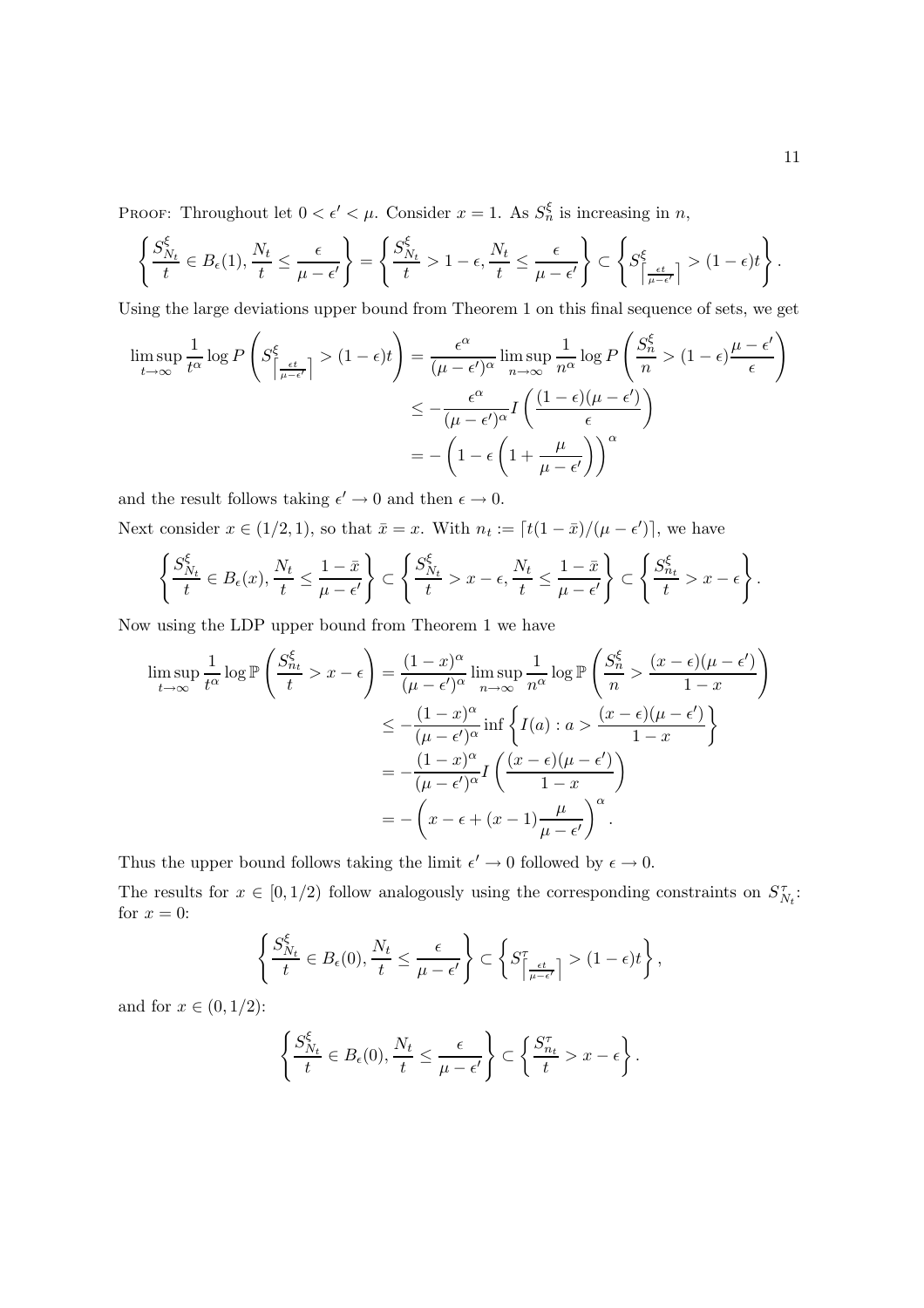Proof: Throughout let $0 < \epsilon' < \mu$. Consider $x = 1$. As $S^\xi_n$ is increasing in $n$,

$$\left\{ \frac{S^\xi_{N_t}}{t} \in B_\epsilon(1), \frac{N_t}{t} \le \frac{\epsilon}{\mu - \epsilon'} \right\} = \left\{ \frac{S^\xi_{N_t}}{t} > 1 - \epsilon, \frac{N_t}{t} \le \frac{\epsilon}{\mu - \epsilon'} \right\} \subset \left\{ S^\xi_{\left\lceil \frac{\epsilon t}{\mu - \epsilon'} \right\rceil} > (1-\epsilon)t \right\}.$$

Using the large deviations upper bound from Theorem 1 on this final sequence of sets, we get

$$\begin{aligned}
\limsup_{t\to\infty} \frac{1}{t^\alpha} \log P\left( S^\xi_{\left\lceil \frac{\epsilon t}{\mu - \epsilon'} \right\rceil} > (1-\epsilon)t \right) &= \frac{\epsilon^\alpha}{(\mu-\epsilon')^\alpha} \limsup_{n\to\infty} \frac{1}{n^\alpha} \log P\left( \frac{S^\xi_n}{n} > (1-\epsilon)\frac{\mu-\epsilon'}{\epsilon} \right) \\
&\le -\frac{\epsilon^\alpha}{(\mu-\epsilon')^\alpha} I\left( \frac{(1-\epsilon)(\mu-\epsilon')}{\epsilon} \right) \\
&= -\left( 1 - \epsilon\left( 1 + \frac{\mu}{\mu-\epsilon'} \right) \right)^\alpha
\end{aligned}$$

and the result follows taking $\epsilon' \to 0$ and then $\epsilon \to 0$.

Next consider $x \in (1/2, 1)$, so that $\bar{x} = x$. With $n_t := \lceil t(1-\bar{x})/(\mu - \epsilon') \rceil$, we have

$$\left\{ \frac{S^\xi_{N_t}}{t} \in B_\epsilon(x), \frac{N_t}{t} \le \frac{1-\bar{x}}{\mu-\epsilon'} \right\} \subset \left\{ \frac{S^\xi_{N_t}}{t} > x - \epsilon, \frac{N_t}{t} \le \frac{1-\bar{x}}{\mu-\epsilon'} \right\} \subset \left\{ \frac{S^\xi_{n_t}}{t} > x - \epsilon \right\}.$$

Now using the LDP upper bound from Theorem 1 we have

$$\begin{aligned}
\limsup_{t\to\infty} \frac{1}{t^\alpha} \log \mathbb{P}\left( \frac{S^\xi_{n_t}}{t} > x - \epsilon \right) &= \frac{(1-x)^\alpha}{(\mu-\epsilon')^\alpha} \limsup_{n\to\infty} \frac{1}{n^\alpha} \log \mathbb{P}\left( \frac{S^\xi_n}{n} > \frac{(x-\epsilon)(\mu-\epsilon')}{1-x} \right) \\
&\le -\frac{(1-x)^\alpha}{(\mu-\epsilon')^\alpha} \inf\left\{ I(a) : a > \frac{(x-\epsilon)(\mu-\epsilon')}{1-x} \right\} \\
&= -\frac{(1-x)^\alpha}{(\mu-\epsilon')^\alpha} I\left( \frac{(x-\epsilon)(\mu-\epsilon')}{1-x} \right) \\
&= -\left( x - \epsilon + (x-1)\frac{\mu}{\mu-\epsilon'} \right)^\alpha.
\end{aligned}$$

Thus the upper bound follows taking the limit $\epsilon' \to 0$ followed by $\epsilon \to 0$.

The results for $x \in [0, 1/2)$ follow analogously using the corresponding constraints on $S^\tau_{N_t}$: for $x = 0$:

$$\left\{ \frac{S^\xi_{N_t}}{t} \in B_\epsilon(0), \frac{N_t}{t} \le \frac{\epsilon}{\mu-\epsilon'} \right\} \subset \left\{ S^\tau_{\left\lceil \frac{\epsilon t}{\mu-\epsilon'} \right\rceil} > (1-\epsilon)t \right\},$$

and for $x \in (0, 1/2)$:

$$\left\{ \frac{S^\xi_{N_t}}{t} \in B_\epsilon(0), \frac{N_t}{t} \le \frac{\epsilon}{\mu-\epsilon'} \right\} \subset \left\{ \frac{S^\tau_{n_t}}{t} > x - \epsilon \right\}.$$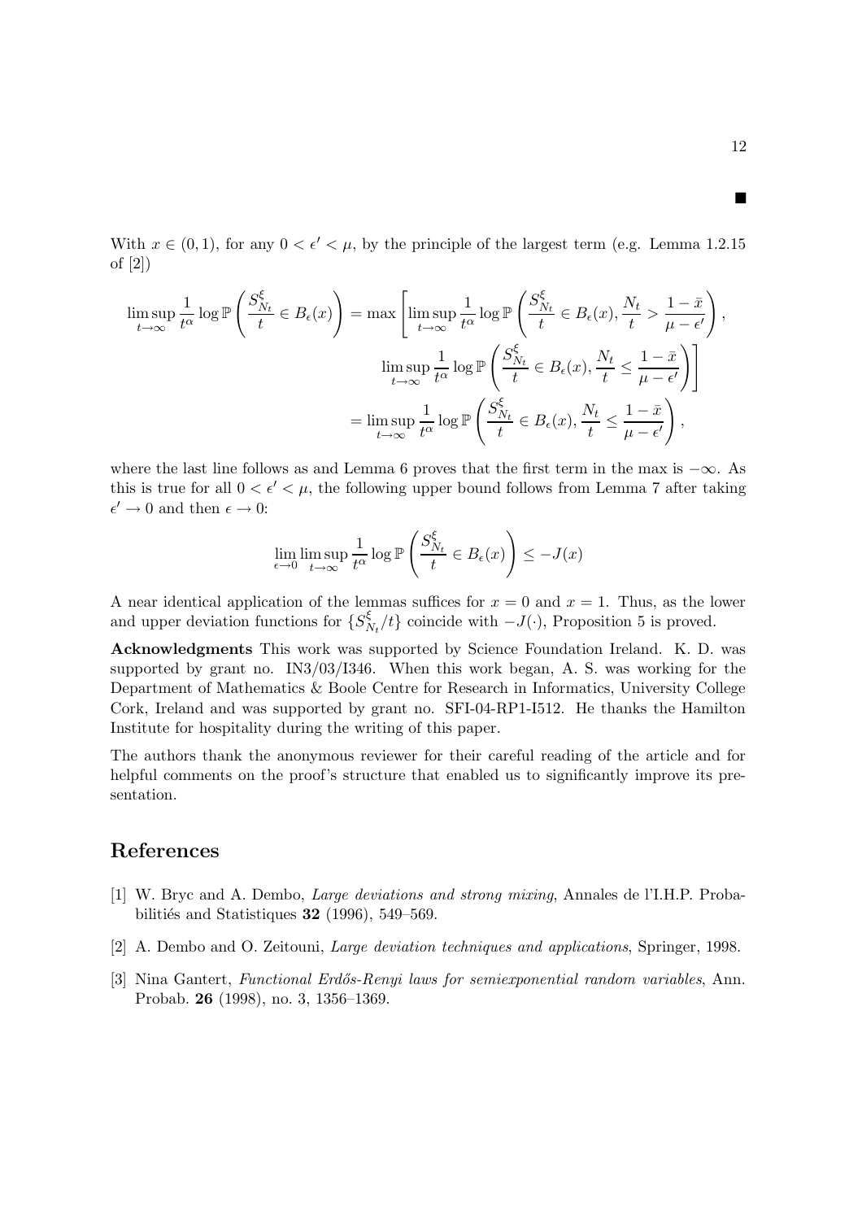■

With $x \in (0,1)$, for any $0 < \epsilon' < \mu$, by the principle of the largest term (e.g. Lemma 1.2.15 of [2])

$$
\begin{aligned}
\limsup_{t\to\infty} \frac{1}{t^\alpha} \log \mathbb{P}\left(\frac{S^\xi_{N_t}}{t} \in B_\epsilon(x)\right) &= \max\left[\limsup_{t\to\infty} \frac{1}{t^\alpha} \log \mathbb{P}\left(\frac{S^\xi_{N_t}}{t} \in B_\epsilon(x), \frac{N_t}{t} > \frac{1-\bar{x}}{\mu-\epsilon'}\right),\right. \\
&\qquad \left.\limsup_{t\to\infty} \frac{1}{t^\alpha} \log \mathbb{P}\left(\frac{S^\xi_{N_t}}{t} \in B_\epsilon(x), \frac{N_t}{t} \le \frac{1-\bar{x}}{\mu-\epsilon'}\right)\right] \\
&= \limsup_{t\to\infty} \frac{1}{t^\alpha} \log \mathbb{P}\left(\frac{S^\xi_{N_t}}{t} \in B_\epsilon(x), \frac{N_t}{t} \le \frac{1-\bar{x}}{\mu-\epsilon'}\right),
\end{aligned}
$$

where the last line follows as and Lemma 6 proves that the first term in the max is $-\infty$. As this is true for all $0 < \epsilon' < \mu$, the following upper bound follows from Lemma 7 after taking $\epsilon' \to 0$ and then $\epsilon \to 0$:

$$
\lim_{\epsilon\to 0} \limsup_{t\to\infty} \frac{1}{t^\alpha} \log \mathbb{P}\left(\frac{S^\xi_{N_t}}{t} \in B_\epsilon(x)\right) \le -J(x)
$$

A near identical application of the lemmas suffices for $x = 0$ and $x = 1$. Thus, as the lower and upper deviation functions for $\{S^\xi_{N_t}/t\}$ coincide with $-J(\cdot)$, Proposition 5 is proved.

**Acknowledgments** This work was supported by Science Foundation Ireland. K. D. was supported by grant no. IN3/03/I346. When this work began, A. S. was working for the Department of Mathematics & Boole Centre for Research in Informatics, University College Cork, Ireland and was supported by grant no. SFI-04-RP1-I512. He thanks the Hamilton Institute for hospitality during the writing of this paper.

The authors thank the anonymous reviewer for their careful reading of the article and for helpful comments on the proof's structure that enabled us to significantly improve its presentation.

## References

[1] W. Bryc and A. Dembo, *Large deviations and strong mixing*, Annales de l'I.H.P. Probabilitiés and Statistiques **32** (1996), 549–569.

[2] A. Dembo and O. Zeitouni, *Large deviation techniques and applications*, Springer, 1998.

[3] Nina Gantert, *Functional Erdős-Renyi laws for semiexponential random variables*, Ann. Probab. **26** (1998), no. 3, 1356–1369.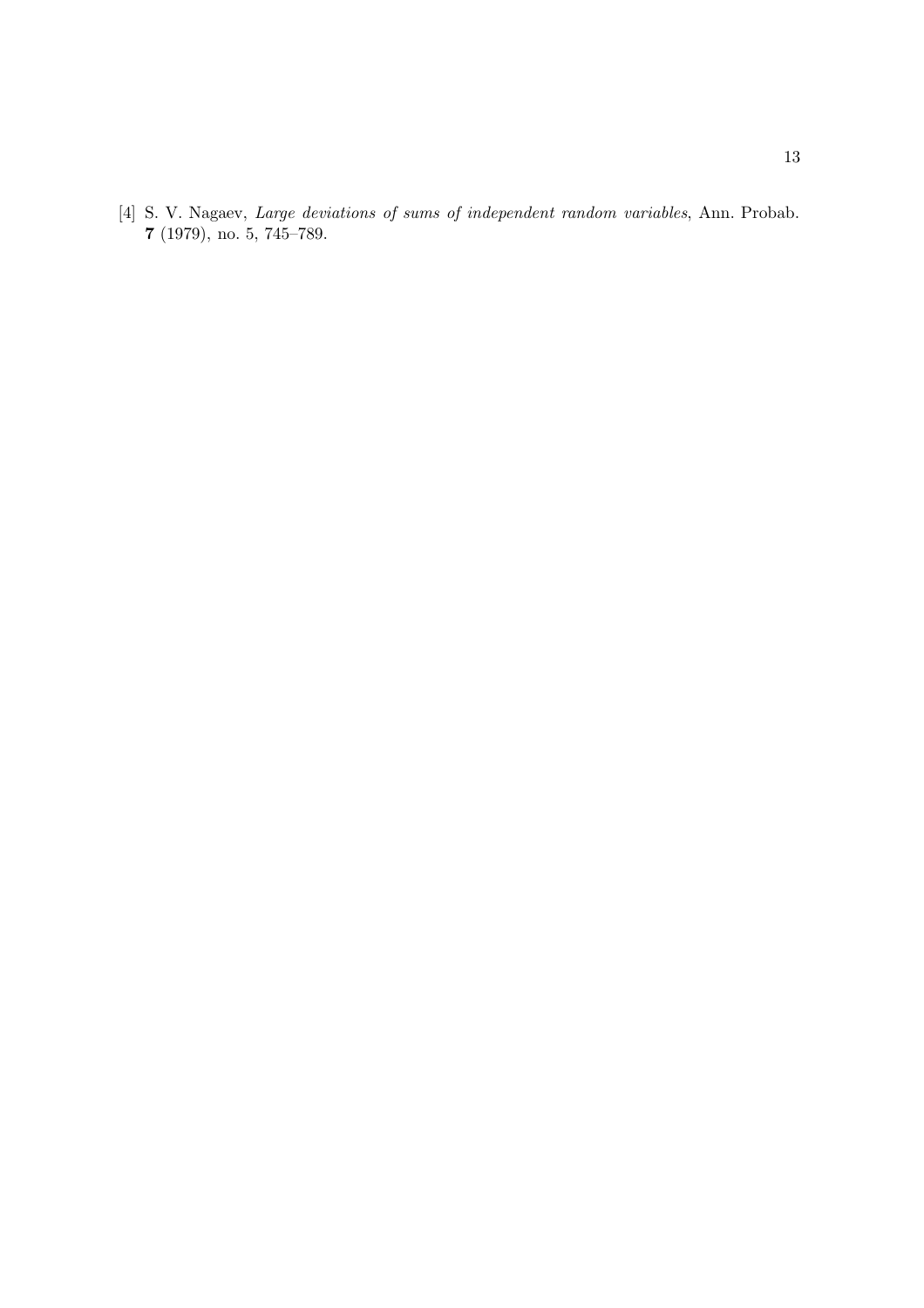[4] S. V. Nagaev, *Large deviations of sums of independent random variables*, Ann. Probab. **7** (1979), no. 5, 745–789.